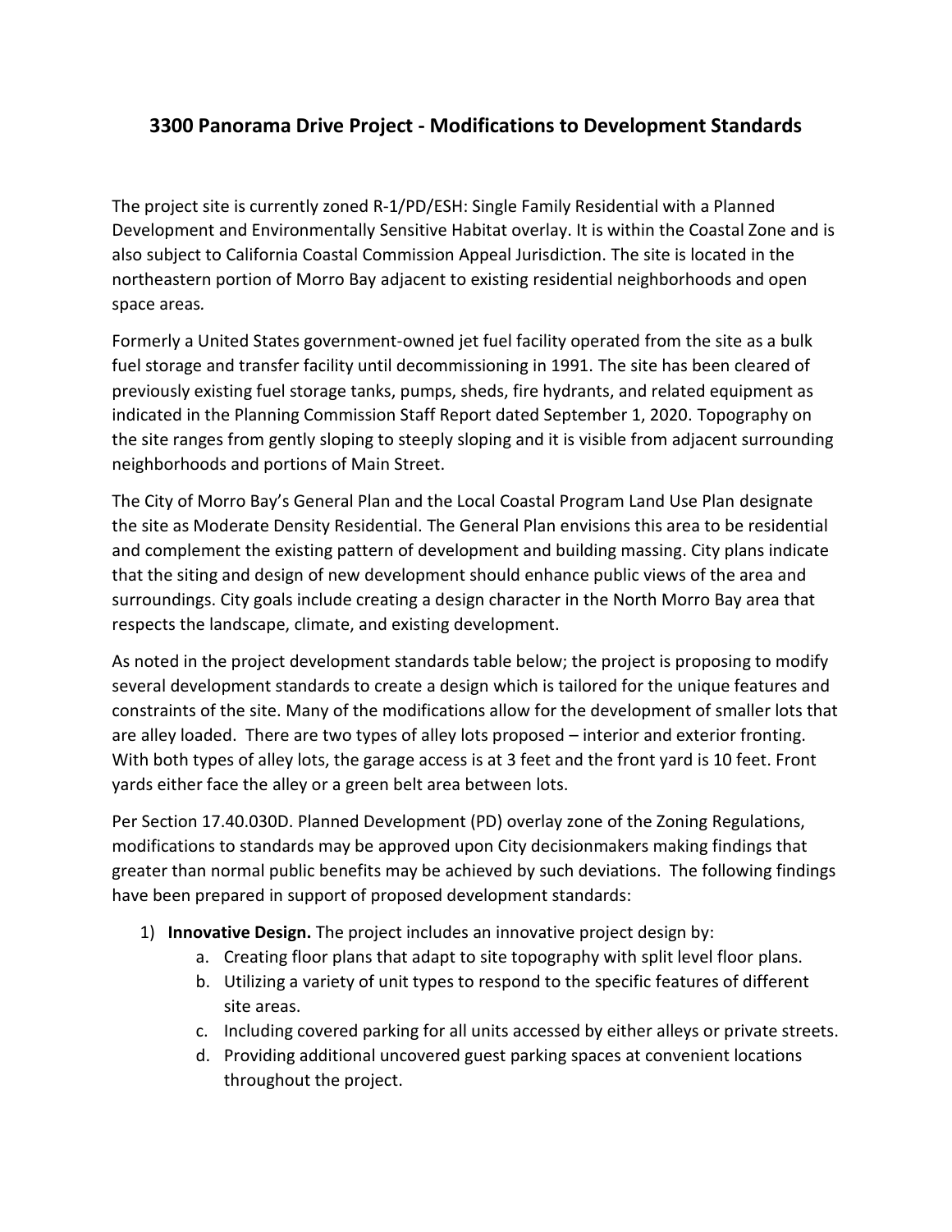# 3300 Panorama Drive Project - Modifications to Development Standards

The project site is currently zoned R-1/PD/ESH: Single Family Residential with a Planned Development and Environmentally Sensitive Habitat overlay. It is within the Coastal Zone and is also subject to California Coastal Commission Appeal Jurisdiction. The site is located in the northeastern portion of Morro Bay adjacent to existing residential neighborhoods and open space areas.

Formerly a United States government-owned jet fuel facility operated from the site as a bulk fuel storage and transfer facility until decommissioning in 1991. The site has been cleared of previously existing fuel storage tanks, pumps, sheds, fire hydrants, and related equipment as indicated in the Planning Commission Staff Report dated September 1, 2020. Topography on the site ranges from gently sloping to steeply sloping and it is visible from adjacent surrounding neighborhoods and portions of Main Street.

The City of Morro Bay's General Plan and the Local Coastal Program Land Use Plan designate the site as Moderate Density Residential. The General Plan envisions this area to be residential and complement the existing pattern of development and building massing. City plans indicate that the siting and design of new development should enhance public views of the area and surroundings. City goals include creating a design character in the North Morro Bay area that respects the landscape, climate, and existing development.

As noted in the project development standards table below; the project is proposing to modify several development standards to create a design which is tailored for the unique features and constraints of the site. Many of the modifications allow for the development of smaller lots that are alley loaded. There are two types of alley lots proposed – interior and exterior fronting. With both types of alley lots, the garage access is at 3 feet and the front yard is 10 feet. Front yards either face the alley or a green belt area between lots.

Per Section 17.40.030D. Planned Development (PD) overlay zone of the Zoning Regulations, modifications to standards may be approved upon City decisionmakers making findings that greater than normal public benefits may be achieved by such deviations. The following findings have been prepared in support of proposed development standards:

1) **Innovative Design.** The project includes an innovative project design by:
    a. Creating floor plans that adapt to site topography with split level floor plans.
    b. Utilizing a variety of unit types to respond to the specific features of different site areas.
    c. Including covered parking for all units accessed by either alleys or private streets.
    d. Providing additional uncovered guest parking spaces at convenient locations throughout the project.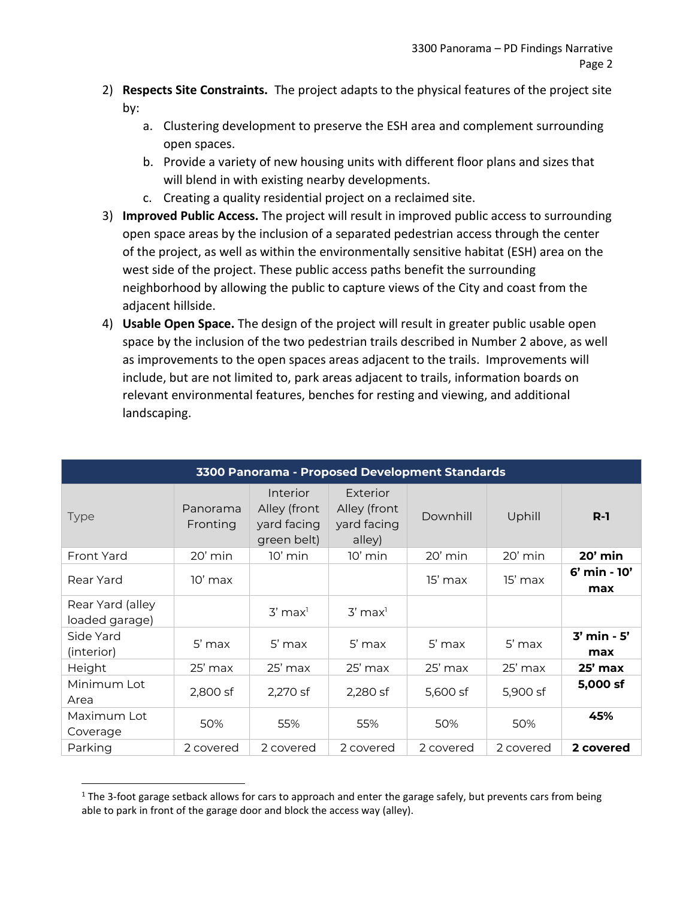2) **Respects Site Constraints.** The project adapts to the physical features of the project site by:
   a. Clustering development to preserve the ESH area and complement surrounding open spaces.
   b. Provide a variety of new housing units with different floor plans and sizes that will blend in with existing nearby developments.
   c. Creating a quality residential project on a reclaimed site.
3) **Improved Public Access.** The project will result in improved public access to surrounding open space areas by the inclusion of a separated pedestrian access through the center of the project, as well as within the environmentally sensitive habitat (ESH) area on the west side of the project. These public access paths benefit the surrounding neighborhood by allowing the public to capture views of the City and coast from the adjacent hillside.
4) **Usable Open Space.** The design of the project will result in greater public usable open space by the inclusion of the two pedestrian trails described in Number 2 above, as well as improvements to the open spaces areas adjacent to the trails. Improvements will include, but are not limited to, park areas adjacent to trails, information boards on relevant environmental features, benches for resting and viewing, and additional landscaping.

**3300 Panorama - Proposed Development Standards**

| Type | Panorama Fronting | Interior Alley (front yard facing green belt) | Exterior Alley (front yard facing alley) | Downhill | Uphill | **R-1** |
|---|---|---|---|---|---|---|
| Front Yard | 20' min | 10' min | 10' min | 20' min | 20' min | **20' min** |
| Rear Yard | 10' max | | | 15' max | 15' max | **6' min - 10' max** |
| Rear Yard (alley loaded garage) | | 3' max[1] | 3' max[1] | | | |
| Side Yard (interior) | 5' max | 5' max | 5' max | 5' max | 5' max | **3' min - 5' max** |
| Height | 25' max | 25' max | 25' max | 25' max | 25' max | **25' max** |
| Minimum Lot Area | 2,800 sf | 2,270 sf | 2,280 sf | 5,600 sf | 5,900 sf | **5,000 sf** |
| Maximum Lot Coverage | 50% | 55% | 55% | 50% | 50% | **45%** |
| Parking | 2 covered | 2 covered | 2 covered | 2 covered | 2 covered | **2 covered** |

[1] The 3-foot garage setback allows for cars to approach and enter the garage safely, but prevents cars from being able to park in front of the garage door and block the access way (alley).